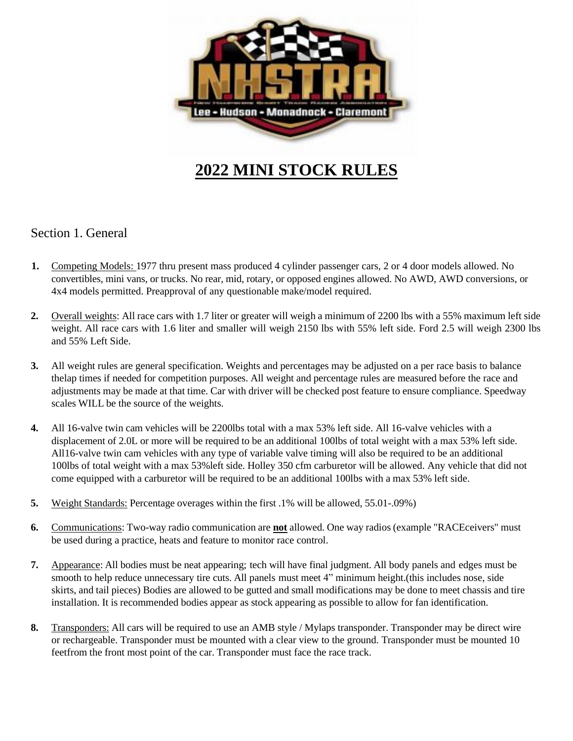# 2022 MINI STOCK RULES

## Section 1. General

1. Competing Models: 1977 thru present mass produced 4 cylinder passenger cars, 2 or 4 door models allowed. No convertibles, mini vans, or trucks. No rear, mid, rotary, or opposed engines allowed. No AWD, AWD conversions, or 4x4 models permitted. Preapproval of any questionable make/model required.

2. Overall weights: All race cars with 1.7 liter or greater will weigh a minimum of 2200 lbs with a 55% maximum left side weight. All race cars with 1.6 liter and smaller will weigh 2150 lbs with 55% left side. Ford 2.5 will weigh 2300 lbs and 55% Left Side.

3. All weight rules are general specification. Weights and percentages may be adjusted on a per race basis to balance thelap times if needed for competition purposes. All weight and percentage rules are measured before the race and adjustments may be made at that time. Car with driver will be checked post feature to ensure compliance. Speedway scales WILL be the source of the weights.

4. All 16-valve twin cam vehicles will be 2200lbs total with a max 53% left side. All 16-valve vehicles with a displacement of 2.0L or more will be required to be an additional 100lbs of total weight with a max 53% left side. All16-valve twin cam vehicles with any type of variable valve timing will also be required to be an additional 100lbs of total weight with a max 53%left side. Holley 350 cfm carburetor will be allowed. Any vehicle that did not come equipped with a carburetor will be required to be an additional 100lbs with a max 53% left side.

5. Weight Standards: Percentage overages within the first .1% will be allowed, 55.01-.09%)

6. Communications: Two-way radio communication are **not** allowed. One way radios (example "RACEceivers" must be used during a practice, heats and feature to monitor race control.

7. Appearance: All bodies must be neat appearing; tech will have final judgment. All body panels and edges must be smooth to help reduce unnecessary tire cuts. All panels must meet 4" minimum height.(this includes nose, side skirts, and tail pieces) Bodies are allowed to be gutted and small modifications may be done to meet chassis and tire installation. It is recommended bodies appear as stock appearing as possible to allow for fan identification.

8. Transponders: All cars will be required to use an AMB style / Mylaps transponder. Transponder may be direct wire or rechargeable. Transponder must be mounted with a clear view to the ground. Transponder must be mounted 10 feetfrom the front most point of the car. Transponder must face the race track.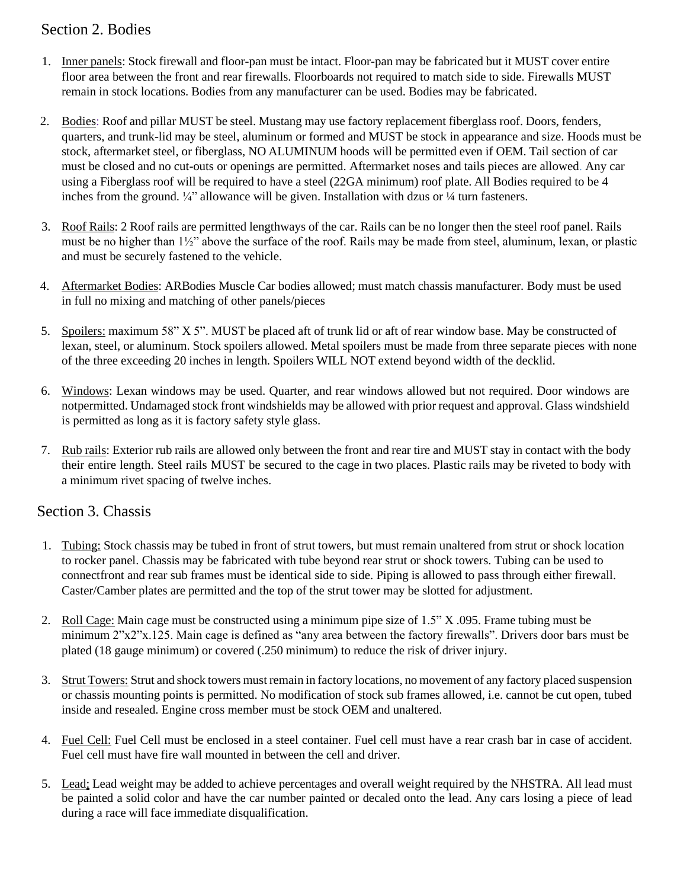## Section 2. Bodies

1. Inner panels: Stock firewall and floor-pan must be intact. Floor-pan may be fabricated but it MUST cover entire floor area between the front and rear firewalls. Floorboards not required to match side to side. Firewalls MUST remain in stock locations. Bodies from any manufacturer can be used. Bodies may be fabricated.

2. Bodies: Roof and pillar MUST be steel. Mustang may use factory replacement fiberglass roof. Doors, fenders, quarters, and trunk-lid may be steel, aluminum or formed and MUST be stock in appearance and size. Hoods must be stock, aftermarket steel, or fiberglass, NO ALUMINUM hoods will be permitted even if OEM. Tail section of car must be closed and no cut-outs or openings are permitted. Aftermarket noses and tails pieces are allowed. Any car using a Fiberglass roof will be required to have a steel (22GA minimum) roof plate. All Bodies required to be 4 inches from the ground. ¼" allowance will be given. Installation with dzus or ¼ turn fasteners.

3. Roof Rails: 2 Roof rails are permitted lengthways of the car. Rails can be no longer then the steel roof panel. Rails must be no higher than 1½" above the surface of the roof. Rails may be made from steel, aluminum, lexan, or plastic and must be securely fastened to the vehicle.

4. Aftermarket Bodies: ARBodies Muscle Car bodies allowed; must match chassis manufacturer. Body must be used in full no mixing and matching of other panels/pieces

5. Spoilers: maximum 58" X 5". MUST be placed aft of trunk lid or aft of rear window base. May be constructed of lexan, steel, or aluminum. Stock spoilers allowed. Metal spoilers must be made from three separate pieces with none of the three exceeding 20 inches in length. Spoilers WILL NOT extend beyond width of the decklid.

6. Windows: Lexan windows may be used. Quarter, and rear windows allowed but not required. Door windows are notpermitted. Undamaged stock front windshields may be allowed with prior request and approval. Glass windshield is permitted as long as it is factory safety style glass.

7. Rub rails: Exterior rub rails are allowed only between the front and rear tire and MUST stay in contact with the body their entire length. Steel rails MUST be secured to the cage in two places. Plastic rails may be riveted to body with a minimum rivet spacing of twelve inches.

## Section 3. Chassis

1. Tubing: Stock chassis may be tubed in front of strut towers, but must remain unaltered from strut or shock location to rocker panel. Chassis may be fabricated with tube beyond rear strut or shock towers. Tubing can be used to connectfront and rear sub frames must be identical side to side. Piping is allowed to pass through either firewall. Caster/Camber plates are permitted and the top of the strut tower may be slotted for adjustment.

2. Roll Cage: Main cage must be constructed using a minimum pipe size of 1.5" X .095. Frame tubing must be minimum 2"x2"x.125. Main cage is defined as "any area between the factory firewalls". Drivers door bars must be plated (18 gauge minimum) or covered (.250 minimum) to reduce the risk of driver injury.

3. Strut Towers: Strut and shock towers must remain in factory locations, no movement of any factory placed suspension or chassis mounting points is permitted. No modification of stock sub frames allowed, i.e. cannot be cut open, tubed inside and resealed. Engine cross member must be stock OEM and unaltered.

4. Fuel Cell: Fuel Cell must be enclosed in a steel container. Fuel cell must have a rear crash bar in case of accident. Fuel cell must have fire wall mounted in between the cell and driver.

5. Lead: Lead weight may be added to achieve percentages and overall weight required by the NHSTRA. All lead must be painted a solid color and have the car number painted or decaled onto the lead. Any cars losing a piece of lead during a race will face immediate disqualification.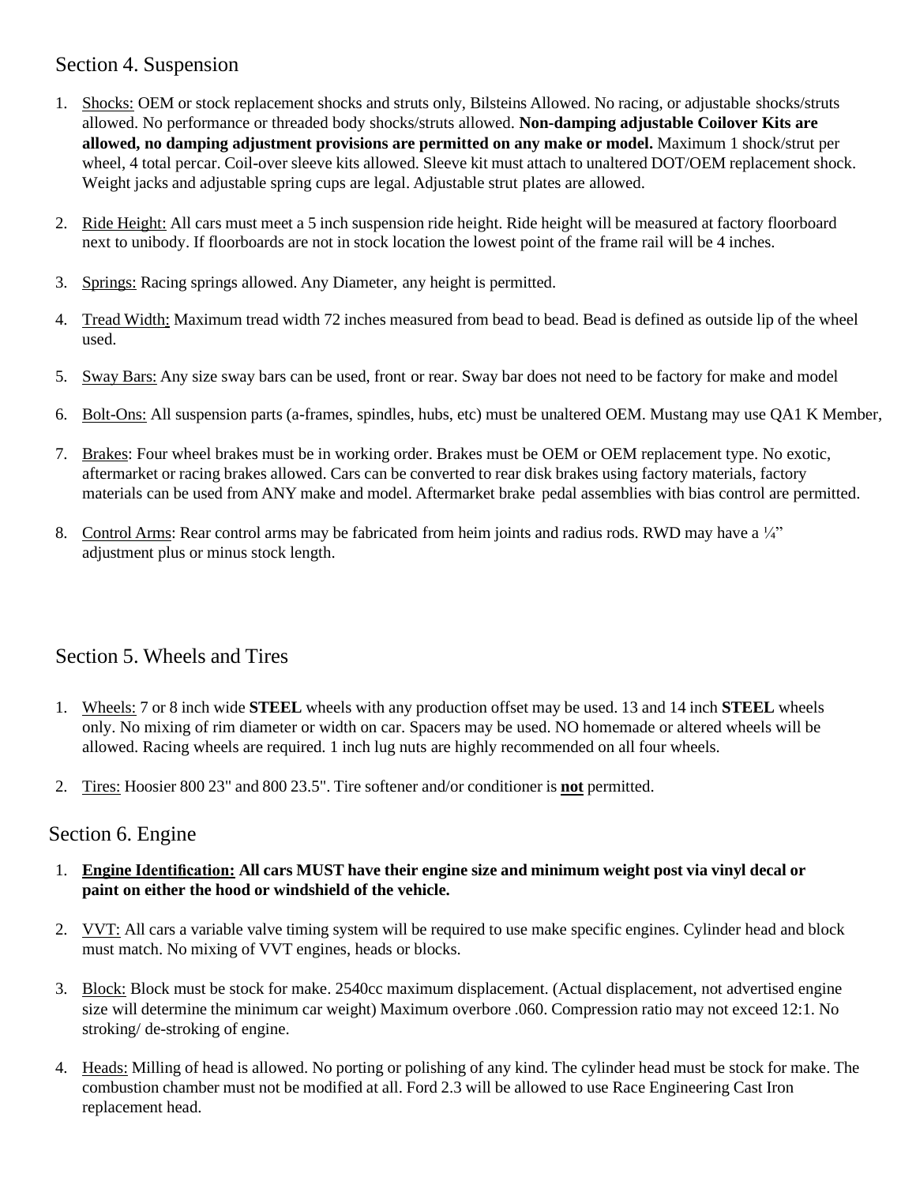## Section 4. Suspension

1. Shocks: OEM or stock replacement shocks and struts only, Bilsteins Allowed. No racing, or adjustable shocks/struts allowed. No performance or threaded body shocks/struts allowed. **Non-damping adjustable Coilover Kits are allowed, no damping adjustment provisions are permitted on any make or model.** Maximum 1 shock/strut per wheel, 4 total percar. Coil-over sleeve kits allowed. Sleeve kit must attach to unaltered DOT/OEM replacement shock. Weight jacks and adjustable spring cups are legal. Adjustable strut plates are allowed.

2. Ride Height: All cars must meet a 5 inch suspension ride height. Ride height will be measured at factory floorboard next to unibody. If floorboards are not in stock location the lowest point of the frame rail will be 4 inches.

3. Springs: Racing springs allowed. Any Diameter, any height is permitted.

4. Tread Width: Maximum tread width 72 inches measured from bead to bead. Bead is defined as outside lip of the wheel used.

5. Sway Bars: Any size sway bars can be used, front or rear. Sway bar does not need to be factory for make and model

6. Bolt-Ons: All suspension parts (a-frames, spindles, hubs, etc) must be unaltered OEM. Mustang may use QA1 K Member,

7. Brakes: Four wheel brakes must be in working order. Brakes must be OEM or OEM replacement type. No exotic, aftermarket or racing brakes allowed. Cars can be converted to rear disk brakes using factory materials, factory materials can be used from ANY make and model. Aftermarket brake pedal assemblies with bias control are permitted.

8. Control Arms: Rear control arms may be fabricated from heim joints and radius rods. RWD may have a ¼" adjustment plus or minus stock length.

## Section 5. Wheels and Tires

1. Wheels: 7 or 8 inch wide **STEEL** wheels with any production offset may be used. 13 and 14 inch **STEEL** wheels only. No mixing of rim diameter or width on car. Spacers may be used. NO homemade or altered wheels will be allowed. Racing wheels are required. 1 inch lug nuts are highly recommended on all four wheels.

2. Tires: Hoosier 800 23" and 800 23.5". Tire softener and/or conditioner is **not** permitted.

## Section 6. Engine

1. **Engine Identification: All cars MUST have their engine size and minimum weight post via vinyl decal or paint on either the hood or windshield of the vehicle.**

2. VVT: All cars a variable valve timing system will be required to use make specific engines. Cylinder head and block must match. No mixing of VVT engines, heads or blocks.

3. Block: Block must be stock for make. 2540cc maximum displacement. (Actual displacement, not advertised engine size will determine the minimum car weight) Maximum overbore .060. Compression ratio may not exceed 12:1. No stroking/ de-stroking of engine.

4. Heads: Milling of head is allowed. No porting or polishing of any kind. The cylinder head must be stock for make. The combustion chamber must not be modified at all. Ford 2.3 will be allowed to use Race Engineering Cast Iron replacement head.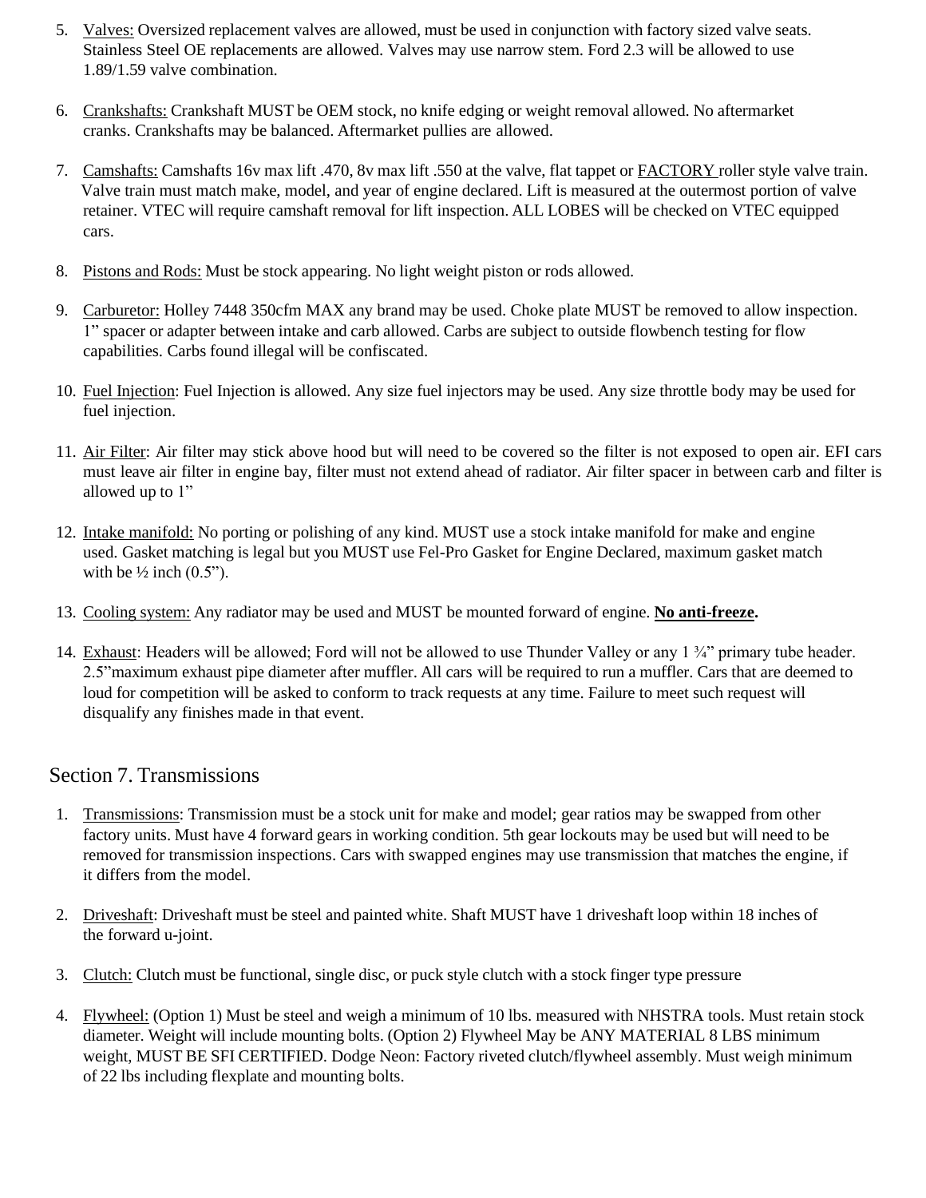5. Valves: Oversized replacement valves are allowed, must be used in conjunction with factory sized valve seats. Stainless Steel OE replacements are allowed. Valves may use narrow stem. Ford 2.3 will be allowed to use 1.89/1.59 valve combination.

6. Crankshafts: Crankshaft MUST be OEM stock, no knife edging or weight removal allowed. No aftermarket cranks. Crankshafts may be balanced. Aftermarket pullies are allowed.

7. Camshafts: Camshafts 16v max lift .470, 8v max lift .550 at the valve, flat tappet or FACTORY roller style valve train. Valve train must match make, model, and year of engine declared. Lift is measured at the outermost portion of valve retainer. VTEC will require camshaft removal for lift inspection. ALL LOBES will be checked on VTEC equipped cars.

8. Pistons and Rods: Must be stock appearing. No light weight piston or rods allowed.

9. Carburetor: Holley 7448 350cfm MAX any brand may be used. Choke plate MUST be removed to allow inspection. 1" spacer or adapter between intake and carb allowed. Carbs are subject to outside flowbench testing for flow capabilities. Carbs found illegal will be confiscated.

10. Fuel Injection: Fuel Injection is allowed. Any size fuel injectors may be used. Any size throttle body may be used for fuel injection.

11. Air Filter: Air filter may stick above hood but will need to be covered so the filter is not exposed to open air. EFI cars must leave air filter in engine bay, filter must not extend ahead of radiator. Air filter spacer in between carb and filter is allowed up to 1"

12. Intake manifold: No porting or polishing of any kind. MUST use a stock intake manifold for make and engine used. Gasket matching is legal but you MUST use Fel-Pro Gasket for Engine Declared, maximum gasket match with be ½ inch (0.5").

13. Cooling system: Any radiator may be used and MUST be mounted forward of engine. **No anti-freeze.**

14. Exhaust: Headers will be allowed; Ford will not be allowed to use Thunder Valley or any 1 ¾" primary tube header. 2.5"maximum exhaust pipe diameter after muffler. All cars will be required to run a muffler. Cars that are deemed to loud for competition will be asked to conform to track requests at any time. Failure to meet such request will disqualify any finishes made in that event.

## Section 7. Transmissions

1. Transmissions: Transmission must be a stock unit for make and model; gear ratios may be swapped from other factory units. Must have 4 forward gears in working condition. 5th gear lockouts may be used but will need to be removed for transmission inspections. Cars with swapped engines may use transmission that matches the engine, if it differs from the model.

2. Driveshaft: Driveshaft must be steel and painted white. Shaft MUST have 1 driveshaft loop within 18 inches of the forward u-joint.

3. Clutch: Clutch must be functional, single disc, or puck style clutch with a stock finger type pressure

4. Flywheel: (Option 1) Must be steel and weigh a minimum of 10 lbs. measured with NHSTRA tools. Must retain stock diameter. Weight will include mounting bolts. (Option 2) Flywheel May be ANY MATERIAL 8 LBS minimum weight, MUST BE SFI CERTIFIED. Dodge Neon: Factory riveted clutch/flywheel assembly. Must weigh minimum of 22 lbs including flexplate and mounting bolts.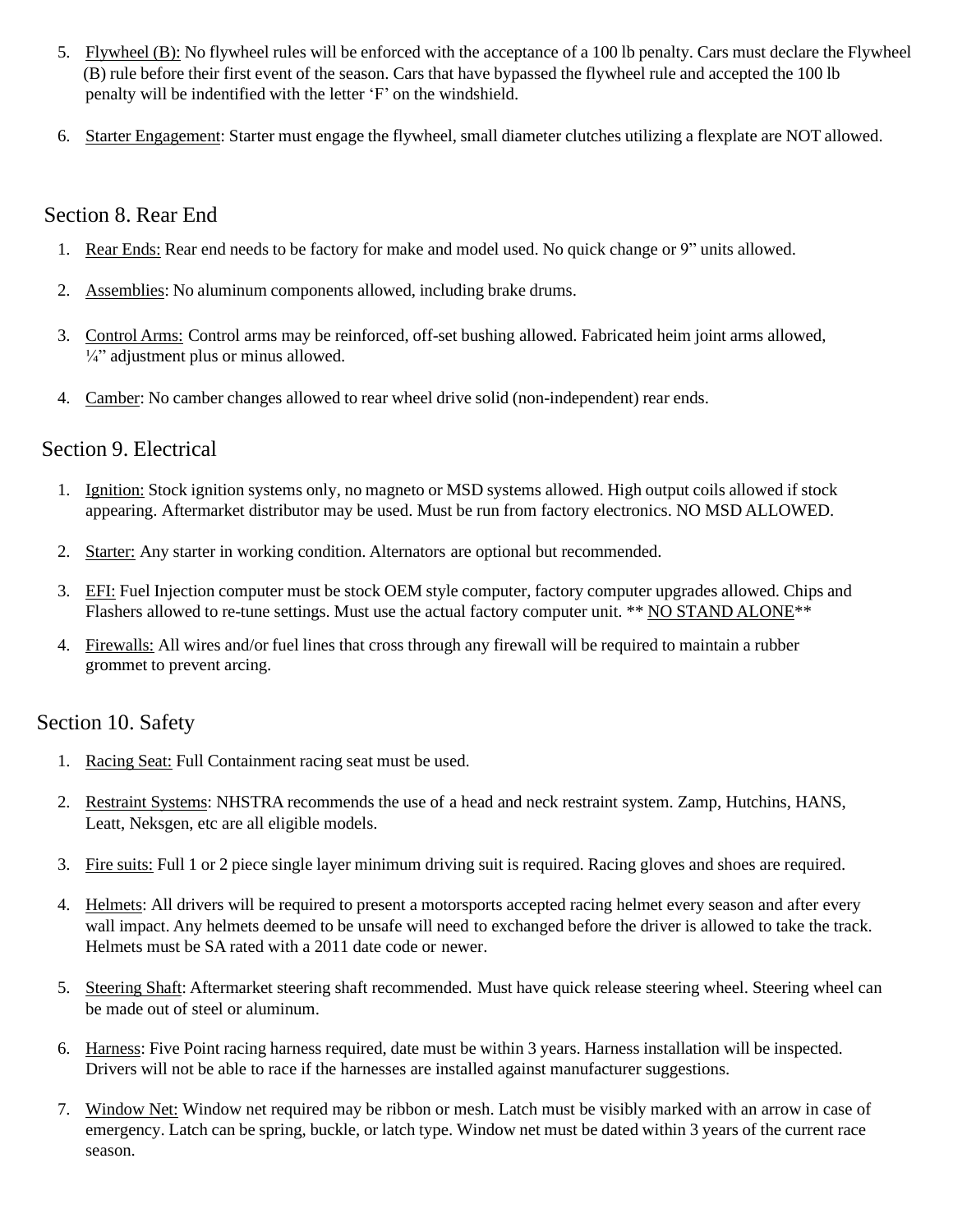5. Flywheel (B): No flywheel rules will be enforced with the acceptance of a 100 lb penalty. Cars must declare the Flywheel (B) rule before their first event of the season. Cars that have bypassed the flywheel rule and accepted the 100 lb penalty will be indentified with the letter 'F' on the windshield.

6. Starter Engagement: Starter must engage the flywheel, small diameter clutches utilizing a flexplate are NOT allowed.

## Section 8. Rear End

1. Rear Ends: Rear end needs to be factory for make and model used. No quick change or 9" units allowed.

2. Assemblies: No aluminum components allowed, including brake drums.

3. Control Arms: Control arms may be reinforced, off-set bushing allowed. Fabricated heim joint arms allowed, ¼" adjustment plus or minus allowed.

4. Camber: No camber changes allowed to rear wheel drive solid (non-independent) rear ends.

## Section 9. Electrical

1. Ignition: Stock ignition systems only, no magneto or MSD systems allowed. High output coils allowed if stock appearing. Aftermarket distributor may be used. Must be run from factory electronics. NO MSD ALLOWED.

2. Starter: Any starter in working condition. Alternators are optional but recommended.

3. EFI: Fuel Injection computer must be stock OEM style computer, factory computer upgrades allowed. Chips and Flashers allowed to re-tune settings. Must use the actual factory computer unit. ** NO STAND ALONE**

4. Firewalls: All wires and/or fuel lines that cross through any firewall will be required to maintain a rubber grommet to prevent arcing.

## Section 10. Safety

1. Racing Seat: Full Containment racing seat must be used.

2. Restraint Systems: NHSTRA recommends the use of a head and neck restraint system. Zamp, Hutchins, HANS, Leatt, Neksgen, etc are all eligible models.

3. Fire suits: Full 1 or 2 piece single layer minimum driving suit is required. Racing gloves and shoes are required.

4. Helmets: All drivers will be required to present a motorsports accepted racing helmet every season and after every wall impact. Any helmets deemed to be unsafe will need to exchanged before the driver is allowed to take the track. Helmets must be SA rated with a 2011 date code or newer.

5. Steering Shaft: Aftermarket steering shaft recommended. Must have quick release steering wheel. Steering wheel can be made out of steel or aluminum.

6. Harness: Five Point racing harness required, date must be within 3 years. Harness installation will be inspected. Drivers will not be able to race if the harnesses are installed against manufacturer suggestions.

7. Window Net: Window net required may be ribbon or mesh. Latch must be visibly marked with an arrow in case of emergency. Latch can be spring, buckle, or latch type. Window net must be dated within 3 years of the current race season.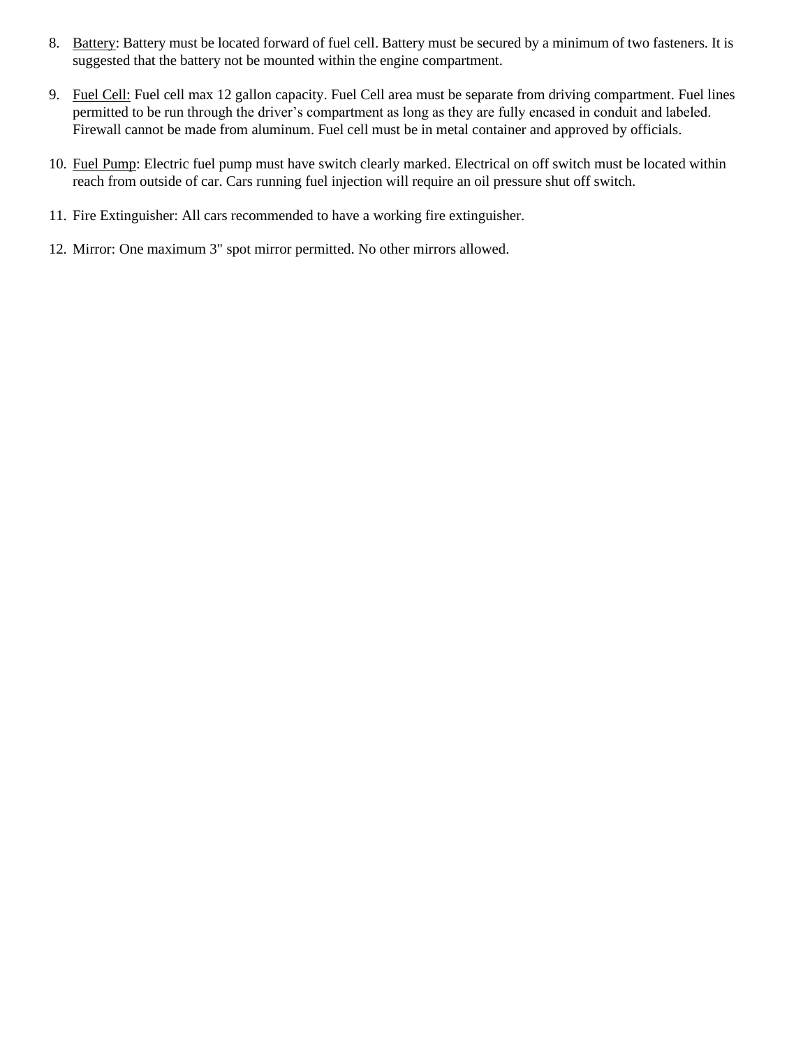8. <u>Battery</u>: Battery must be located forward of fuel cell. Battery must be secured by a minimum of two fasteners. It is suggested that the battery not be mounted within the engine compartment.

9. <u>Fuel Cell:</u> Fuel cell max 12 gallon capacity. Fuel Cell area must be separate from driving compartment. Fuel lines permitted to be run through the driver's compartment as long as they are fully encased in conduit and labeled. Firewall cannot be made from aluminum. Fuel cell must be in metal container and approved by officials.

10. <u>Fuel Pump</u>: Electric fuel pump must have switch clearly marked. Electrical on off switch must be located within reach from outside of car. Cars running fuel injection will require an oil pressure shut off switch.

11. Fire Extinguisher: All cars recommended to have a working fire extinguisher.

12. Mirror: One maximum 3" spot mirror permitted. No other mirrors allowed.